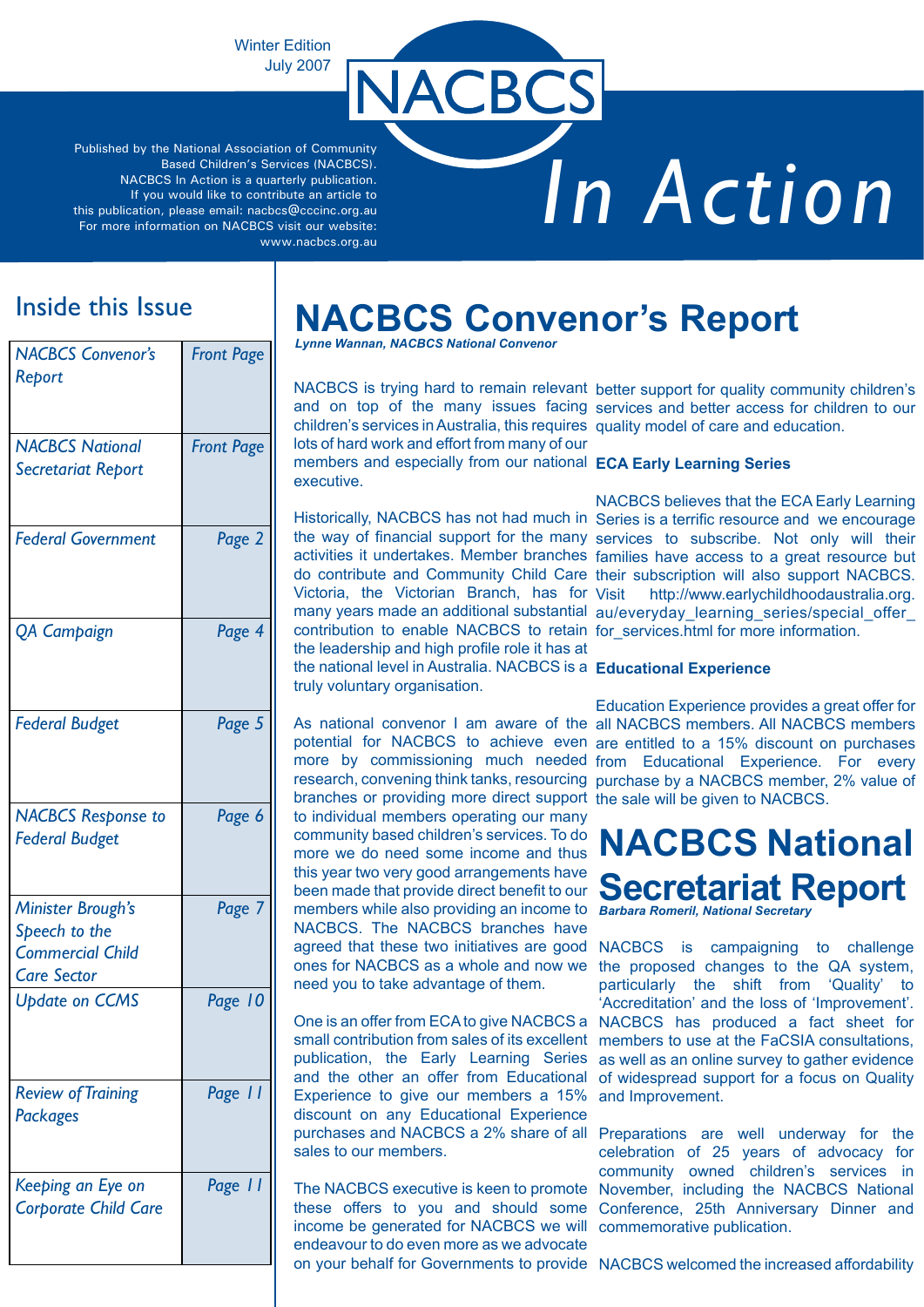Winter Edition
July 2007

# NACBCS In Action

Published by the National Association of Community Based Children's Services (NACBCS). NACBCS In Action is a quarterly publication. If you would like to contribute an article to this publication, please email: nacbcs@cccinc.org.au For more information on NACBCS visit our website: www.nacbcs.org.au

## Inside this Issue

| | |
|---|---|
| *NACBCS Convenor's Report* | *Front Page* |
| *NACBCS National Secretariat Report* | *Front Page* |
| *Federal Government* | *Page 2* |
| *QA Campaign* | *Page 4* |
| *Federal Budget* | *Page 5* |
| *NACBCS Response to Federal Budget* | *Page 6* |
| *Minister Brough's Speech to the Commercial Child Care Sector* | *Page 7* |
| *Update on CCMS* | *Page 10* |
| *Review of Training Packages* | *Page 11* |
| *Keeping an Eye on Corporate Child Care* | *Page 11* |

# NACBCS Convenor's Report

***Lynne Wannan, NACBCS National Convenor***

NACBCS is trying hard to remain relevant and on top of the many issues facing children's services in Australia, this requires lots of hard work and effort from many of our members and especially from our national executive.

Historically, NACBCS has not had much in the way of financial support for the many activities it undertakes. Member branches do contribute and Community Child Care Victoria, the Victorian Branch, has for many years made an additional substantial contribution to enable NACBCS to retain the leadership and high profile role it has at the national level in Australia. NACBCS is a truly voluntary organisation.

As national convenor I am aware of the potential for NACBCS to achieve even more by commissioning much needed research, convening think tanks, resourcing branches or providing more direct support to individual members operating our many community based children's services. To do more we do need some income and thus this year two very good arrangements have been made that provide direct benefit to our members while also providing an income to NACBCS. The NACBCS branches have agreed that these two initiatives are good ones for NACBCS as a whole and now we need you to take advantage of them.

One is an offer from ECA to give NACBCS a small contribution from sales of its excellent publication, the Early Learning Series and the other an offer from Educational Experience to give our members a 15% discount on any Educational Experience purchases and NACBCS a 2% share of all sales to our members.

The NACBCS executive is keen to promote these offers to you and should some income be generated for NACBCS we will endeavour to do even more as we advocate on your behalf for Governments to provide better support for quality community children's services and better access for children to our quality model of care and education.

**ECA Early Learning Series**

NACBCS believes that the ECA Early Learning Series is a terrific resource and we encourage services to subscribe. Not only will their families have access to a great resource but their subscription will also support NACBCS. Visit http://www.earlychildhoodaustralia.org.au/everyday_learning_series/special_offer_for_services.html for more information.

**Educational Experience**

Education Experience provides a great offer for all NACBCS members. All NACBCS members are entitled to a 15% discount on purchases from Educational Experience. For every purchase by a NACBCS member, 2% value of the sale will be given to NACBCS.

# NACBCS National Secretariat Report

***Barbara Romeril, National Secretary***

NACBCS is campaigning to challenge the proposed changes to the QA system, particularly the shift from 'Quality' to 'Accreditation' and the loss of 'Improvement'. NACBCS has produced a fact sheet for members to use at the FaCSIA consultations, as well as an online survey to gather evidence of widespread support for a focus on Quality and Improvement.

Preparations are well underway for the celebration of 25 years of advocacy for community owned children's services in November, including the NACBCS National Conference, 25th Anniversary Dinner and commemorative publication.

NACBCS welcomed the increased affordability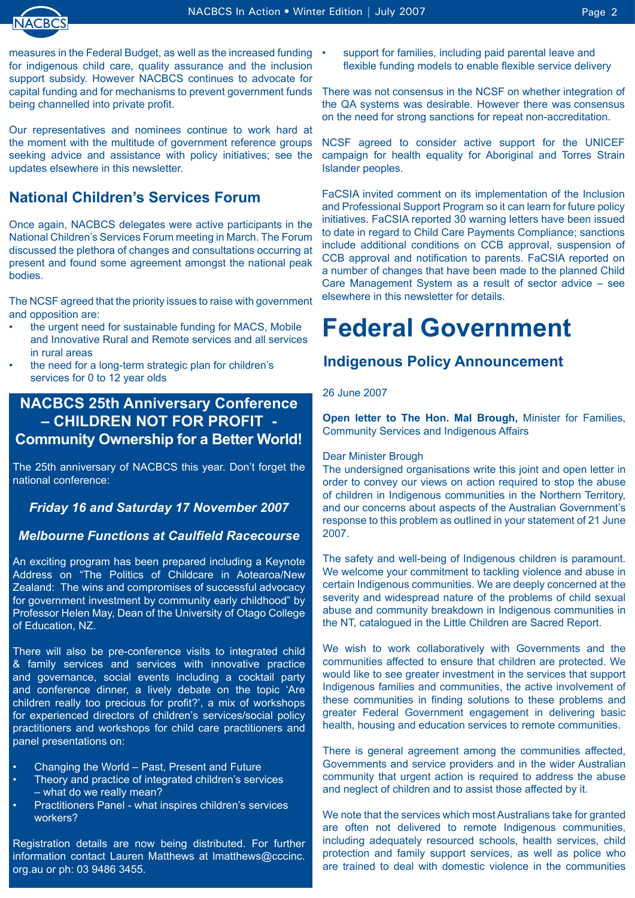measures in the Federal Budget, as well as the increased funding for indigenous child care, quality assurance and the inclusion support subsidy. However NACBCS continues to advocate for capital funding and for mechanisms to prevent government funds being channelled into private profit.

Our representatives and nominees continue to work hard at the moment with the multitude of government reference groups seeking advice and assistance with policy initiatives; see the updates elsewhere in this newsletter.

## National Children's Services Forum

Once again, NACBCS delegates were active participants in the National Children's Services Forum meeting in March. The Forum discussed the plethora of changes and consultations occurring at present and found some agreement amongst the national peak bodies.

The NCSF agreed that the priority issues to raise with government and opposition are:

- the urgent need for sustainable funding for MACS, Mobile and Innovative Rural and Remote services and all services in rural areas
- the need for a long-term strategic plan for children's services for 0 to 12 year olds
- support for families, including paid parental leave and flexible funding models to enable flexible service delivery

There was not consensus in the NCSF on whether integration of the QA systems was desirable. However there was consensus on the need for strong sanctions for repeat non-accreditation.

NCSF agreed to consider active support for the UNICEF campaign for health equality for Aboriginal and Torres Strain Islander peoples.

FaCSIA invited comment on its implementation of the Inclusion and Professional Support Program so it can learn for future policy initiatives. FaCSIA reported 30 warning letters have been issued to date in regard to Child Care Payments Compliance; sanctions include additional conditions on CCB approval, suspension of CCB approval and notification to parents. FaCSIA reported on a number of changes that have been made to the planned Child Care Management System as a result of sector advice – see elsewhere in this newsletter for details.

## NACBCS 25th Anniversary Conference – CHILDREN NOT FOR PROFIT - Community Ownership for a Better World!

The 25th anniversary of NACBCS this year. Don't forget the national conference:

***Friday 16 and Saturday 17 November 2007***

***Melbourne Functions at Caulfield Racecourse***

An exciting program has been prepared including a Keynote Address on "The Politics of Childcare in Aotearoa/New Zealand: The wins and compromises of successful advocacy for government investment by community early childhood" by Professor Helen May, Dean of the University of Otago College of Education, NZ.

There will also be pre-conference visits to integrated child & family services and services with innovative practice and governance, social events including a cocktail party and conference dinner, a lively debate on the topic 'Are children really too precious for profit?', a mix of workshops for experienced directors of children's services/social policy practitioners and workshops for child care practitioners and panel presentations on:

- Changing the World – Past, Present and Future
- Theory and practice of integrated children's services – what do we really mean?
- Practitioners Panel - what inspires children's services workers?

Registration details are now being distributed. For further information contact Lauren Matthews at lmatthews@cccinc.org.au or ph: 03 9486 3455.

# Federal Government

## Indigenous Policy Announcement

26 June 2007

**Open letter to The Hon. Mal Brough,** Minister for Families, Community Services and Indigenous Affairs

Dear Minister Brough
The undersigned organisations write this joint and open letter in order to convey our views on action required to stop the abuse of children in Indigenous communities in the Northern Territory, and our concerns about aspects of the Australian Government's response to this problem as outlined in your statement of 21 June 2007.

The safety and well-being of Indigenous children is paramount. We welcome your commitment to tackling violence and abuse in certain Indigenous communities. We are deeply concerned at the severity and widespread nature of the problems of child sexual abuse and community breakdown in Indigenous communities in the NT, catalogued in the Little Children are Sacred Report.

We wish to work collaboratively with Governments and the communities affected to ensure that children are protected. We would like to see greater investment in the services that support Indigenous families and communities, the active involvement of these communities in finding solutions to these problems and greater Federal Government engagement in delivering basic health, housing and education services to remote communities.

There is general agreement among the communities affected, Governments and service providers and in the wider Australian community that urgent action is required to address the abuse and neglect of children and to assist those affected by it.

We note that the services which most Australians take for granted are often not delivered to remote Indigenous communities, including adequately resourced schools, health services, child protection and family support services, as well as police who are trained to deal with domestic violence in the communities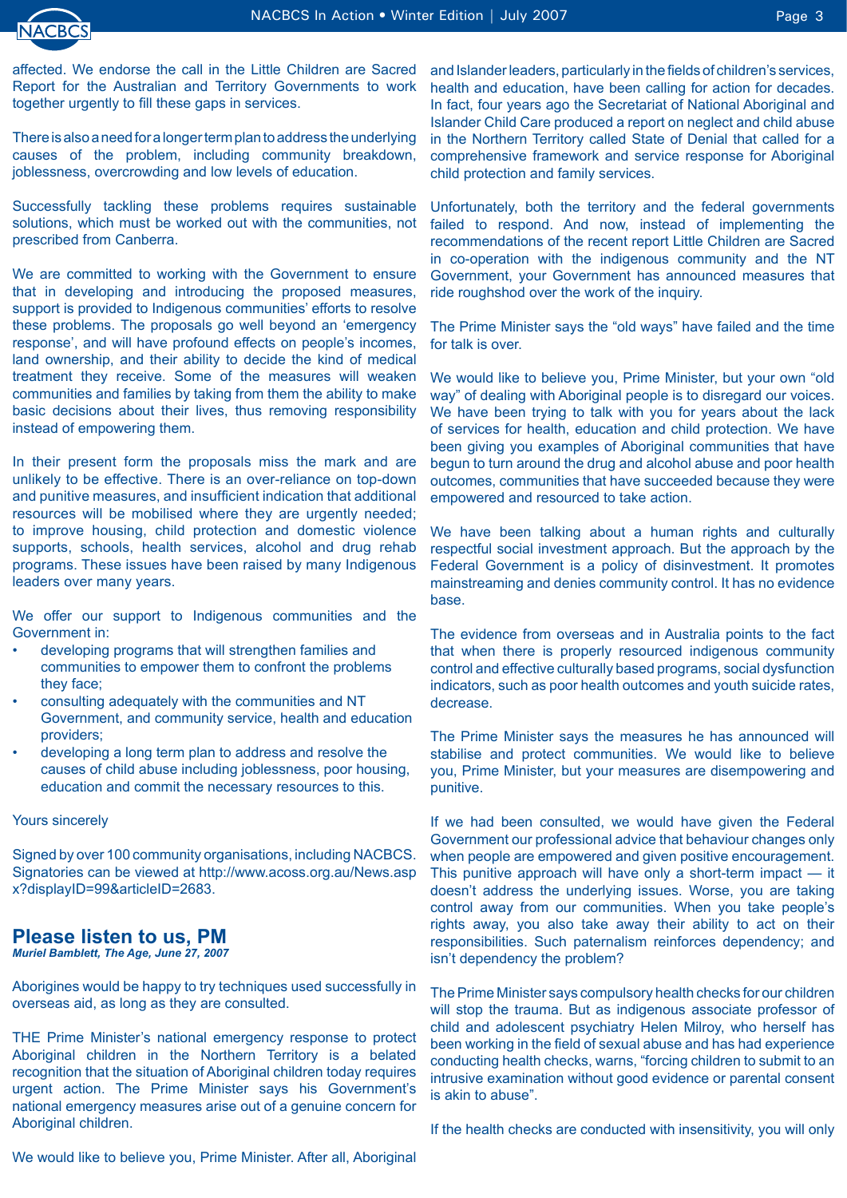affected. We endorse the call in the Little Children are Sacred Report for the Australian and Territory Governments to work together urgently to fill these gaps in services.

There is also a need for a longer term plan to address the underlying causes of the problem, including community breakdown, joblessness, overcrowding and low levels of education.

Successfully tackling these problems requires sustainable solutions, which must be worked out with the communities, not prescribed from Canberra.

We are committed to working with the Government to ensure that in developing and introducing the proposed measures, support is provided to Indigenous communities' efforts to resolve these problems. The proposals go well beyond an 'emergency response', and will have profound effects on people's incomes, land ownership, and their ability to decide the kind of medical treatment they receive. Some of the measures will weaken communities and families by taking from them the ability to make basic decisions about their lives, thus removing responsibility instead of empowering them.

In their present form the proposals miss the mark and are unlikely to be effective. There is an over-reliance on top-down and punitive measures, and insufficient indication that additional resources will be mobilised where they are urgently needed; to improve housing, child protection and domestic violence supports, schools, health services, alcohol and drug rehab programs. These issues have been raised by many Indigenous leaders over many years.

We offer our support to Indigenous communities and the Government in:

- developing programs that will strengthen families and communities to empower them to confront the problems they face;
- consulting adequately with the communities and NT Government, and community service, health and education providers;
- developing a long term plan to address and resolve the causes of child abuse including joblessness, poor housing, education and commit the necessary resources to this.

Yours sincerely

Signed by over 100 community organisations, including NACBCS. Signatories can be viewed at http://www.acoss.org.au/News.aspx?displayID=99&articleID=2683.

## Please listen to us, PM

***Muriel Bamblett, The Age, June 27, 2007***

Aborigines would be happy to try techniques used successfully in overseas aid, as long as they are consulted.

THE Prime Minister's national emergency response to protect Aboriginal children in the Northern Territory is a belated recognition that the situation of Aboriginal children today requires urgent action. The Prime Minister says his Government's national emergency measures arise out of a genuine concern for Aboriginal children.

We would like to believe you, Prime Minister. After all, Aboriginal and Islander leaders, particularly in the fields of children's services, health and education, have been calling for action for decades. In fact, four years ago the Secretariat of National Aboriginal and Islander Child Care produced a report on neglect and child abuse in the Northern Territory called State of Denial that called for a comprehensive framework and service response for Aboriginal child protection and family services.

Unfortunately, both the territory and the federal governments failed to respond. And now, instead of implementing the recommendations of the recent report Little Children are Sacred in co-operation with the indigenous community and the NT Government, your Government has announced measures that ride roughshod over the work of the inquiry.

The Prime Minister says the "old ways" have failed and the time for talk is over.

We would like to believe you, Prime Minister, but your own "old way" of dealing with Aboriginal people is to disregard our voices. We have been trying to talk with you for years about the lack of services for health, education and child protection. We have been giving you examples of Aboriginal communities that have begun to turn around the drug and alcohol abuse and poor health outcomes, communities that have succeeded because they were empowered and resourced to take action.

We have been talking about a human rights and culturally respectful social investment approach. But the approach by the Federal Government is a policy of disinvestment. It promotes mainstreaming and denies community control. It has no evidence base.

The evidence from overseas and in Australia points to the fact that when there is properly resourced indigenous community control and effective culturally based programs, social dysfunction indicators, such as poor health outcomes and youth suicide rates, decrease.

The Prime Minister says the measures he has announced will stabilise and protect communities. We would like to believe you, Prime Minister, but your measures are disempowering and punitive.

If we had been consulted, we would have given the Federal Government our professional advice that behaviour changes only when people are empowered and given positive encouragement. This punitive approach will have only a short-term impact — it doesn't address the underlying issues. Worse, you are taking control away from our communities. When you take people's rights away, you also take away their ability to act on their responsibilities. Such paternalism reinforces dependency; and isn't dependency the problem?

The Prime Minister says compulsory health checks for our children will stop the trauma. But as indigenous associate professor of child and adolescent psychiatry Helen Milroy, who herself has been working in the field of sexual abuse and has had experience conducting health checks, warns, "forcing children to submit to an intrusive examination without good evidence or parental consent is akin to abuse".

If the health checks are conducted with insensitivity, you will only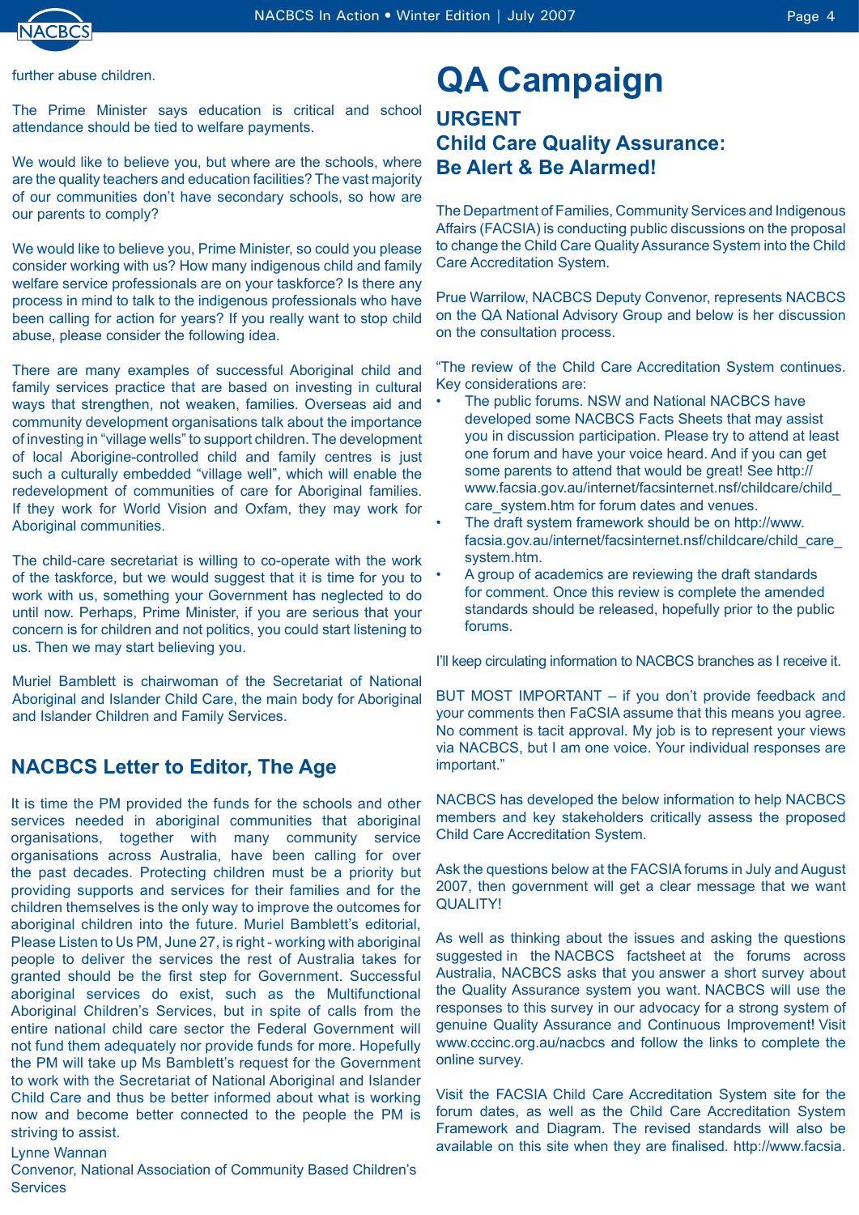further abuse children.

The Prime Minister says education is critical and school attendance should be tied to welfare payments.

We would like to believe you, but where are the schools, where are the quality teachers and education facilities? The vast majority of our communities don't have secondary schools, so how are our parents to comply?

We would like to believe you, Prime Minister, so could you please consider working with us? How many indigenous child and family welfare service professionals are on your taskforce? Is there any process in mind to talk to the indigenous professionals who have been calling for action for years? If you really want to stop child abuse, please consider the following idea.

There are many examples of successful Aboriginal child and family services practice that are based on investing in cultural ways that strengthen, not weaken, families. Overseas aid and community development organisations talk about the importance of investing in "village wells" to support children. The development of local Aborigine-controlled child and family centres is just such a culturally embedded "village well", which will enable the redevelopment of communities of care for Aboriginal families. If they work for World Vision and Oxfam, they may work for Aboriginal communities.

The child-care secretariat is willing to co-operate with the work of the taskforce, but we would suggest that it is time for you to work with us, something your Government has neglected to do until now. Perhaps, Prime Minister, if you are serious that your concern is for children and not politics, you could start listening to us. Then we may start believing you.

Muriel Bamblett is chairwoman of the Secretariat of National Aboriginal and Islander Child Care, the main body for Aboriginal and Islander Children and Family Services.

## NACBCS Letter to Editor, The Age

It is time the PM provided the funds for the schools and other services needed in aboriginal communities that aboriginal organisations, together with many community service organisations across Australia, have been calling for over the past decades. Protecting children must be a priority but providing supports and services for their families and for the children themselves is the only way to improve the outcomes for aboriginal children into the future. Muriel Bamblett's editorial, Please Listen to Us PM, June 27, is right - working with aboriginal people to deliver the services the rest of Australia takes for granted should be the first step for Government. Successful aboriginal services do exist, such as the Multifunctional Aboriginal Children's Services, but in spite of calls from the entire national child care sector the Federal Government will not fund them adequately nor provide funds for more. Hopefully the PM will take up Ms Bamblett's request for the Government to work with the Secretariat of National Aboriginal and Islander Child Care and thus be better informed about what is working now and become better connected to the people the PM is striving to assist.

Lynne Wannan
Convenor, National Association of Community Based Children's Services

# QA Campaign

## URGENT
## Child Care Quality Assurance: Be Alert & Be Alarmed!

The Department of Families, Community Services and Indigenous Affairs (FACSIA) is conducting public discussions on the proposal to change the Child Care Quality Assurance System into the Child Care Accreditation System.

Prue Warrilow, NACBCS Deputy Convenor, represents NACBCS on the QA National Advisory Group and below is her discussion on the consultation process.

"The review of the Child Care Accreditation System continues. Key considerations are:

- The public forums. NSW and National NACBCS have developed some NACBCS Facts Sheets that may assist you in discussion participation. Please try to attend at least one forum and have your voice heard. And if you can get some parents to attend that would be great! See http://www.facsia.gov.au/internet/facsinternet.nsf/childcare/child_care_system.htm for forum dates and venues.
- The draft system framework should be on http://www.facsia.gov.au/internet/facsinternet.nsf/childcare/child_care_system.htm.
- A group of academics are reviewing the draft standards for comment. Once this review is complete the amended standards should be released, hopefully prior to the public forums.

I'll keep circulating information to NACBCS branches as I receive it.

BUT MOST IMPORTANT – if you don't provide feedback and your comments then FaCSIA assume that this means you agree. No comment is tacit approval. My job is to represent your views via NACBCS, but I am one voice. Your individual responses are important."

NACBCS has developed the below information to help NACBCS members and key stakeholders critically assess the proposed Child Care Accreditation System.

Ask the questions below at the FACSIA forums in July and August 2007, then government will get a clear message that we want QUALITY!

As well as thinking about the issues and asking the questions suggested in the NACBCS factsheet at the forums across Australia, NACBCS asks that you answer a short survey about the Quality Assurance system you want. NACBCS will use the responses to this survey in our advocacy for a strong system of genuine Quality Assurance and Continuous Improvement! Visit www.cccinc.org.au/nacbcs and follow the links to complete the online survey.

Visit the FACSIA Child Care Accreditation System site for the forum dates, as well as the Child Care Accreditation System Framework and Diagram. The revised standards will also be available on this site when they are finalised. http://www.facsia.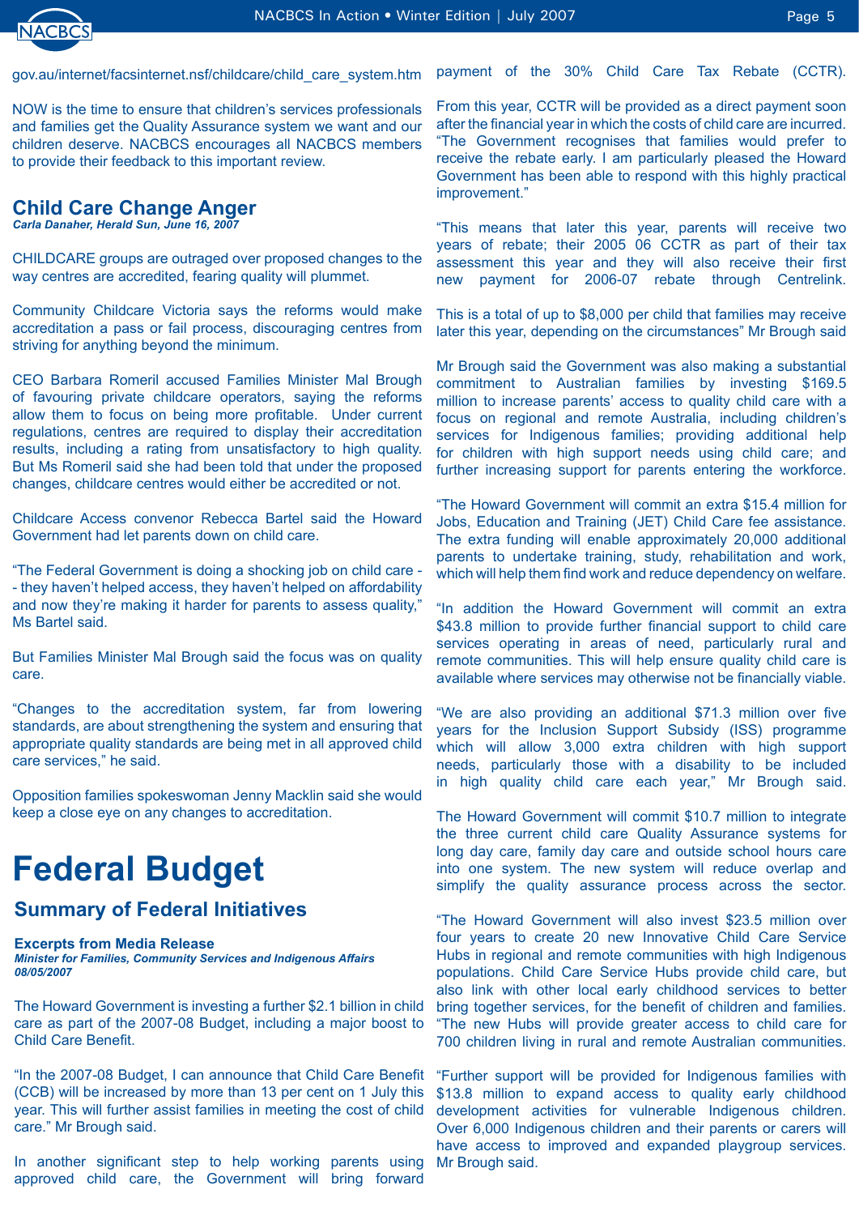gov.au/internet/facsinternet.nsf/childcare/child_care_system.htm

NOW is the time to ensure that children's services professionals and families get the Quality Assurance system we want and our children deserve. NACBCS encourages all NACBCS members to provide their feedback to this important review.

## Child Care Change Anger

***Carla Danaher, Herald Sun, June 16, 2007***

CHILDCARE groups are outraged over proposed changes to the way centres are accredited, fearing quality will plummet.

Community Childcare Victoria says the reforms would make accreditation a pass or fail process, discouraging centres from striving for anything beyond the minimum.

CEO Barbara Romeril accused Families Minister Mal Brough of favouring private childcare operators, saying the reforms allow them to focus on being more profitable. Under current regulations, centres are required to display their accreditation results, including a rating from unsatisfactory to high quality. But Ms Romeril said she had been told that under the proposed changes, childcare centres would either be accredited or not.

Childcare Access convenor Rebecca Bartel said the Howard Government had let parents down on child care.

"The Federal Government is doing a shocking job on child care -- they haven't helped access, they haven't helped on affordability and now they're making it harder for parents to assess quality," Ms Bartel said.

But Families Minister Mal Brough said the focus was on quality care.

"Changes to the accreditation system, far from lowering standards, are about strengthening the system and ensuring that appropriate quality standards are being met in all approved child care services," he said.

Opposition families spokeswoman Jenny Macklin said she would keep a close eye on any changes to accreditation.

# Federal Budget

## Summary of Federal Initiatives

**Excerpts from Media Release**
***Minister for Families, Community Services and Indigenous Affairs 08/05/2007***

The Howard Government is investing a further $2.1 billion in child care as part of the 2007-08 Budget, including a major boost to Child Care Benefit.

"In the 2007-08 Budget, I can announce that Child Care Benefit (CCB) will be increased by more than 13 per cent on 1 July this year. This will further assist families in meeting the cost of child care." Mr Brough said.

In another significant step to help working parents using approved child care, the Government will bring forward payment of the 30% Child Care Tax Rebate (CCTR).

From this year, CCTR will be provided as a direct payment soon after the financial year in which the costs of child care are incurred. "The Government recognises that families would prefer to receive the rebate early. I am particularly pleased the Howard Government has been able to respond with this highly practical improvement."

"This means that later this year, parents will receive two years of rebate; their 2005 06 CCTR as part of their tax assessment this year and they will also receive their first new payment for 2006-07 rebate through Centrelink. This is a total of up to $8,000 per child that families may receive later this year, depending on the circumstances" Mr Brough said

Mr Brough said the Government was also making a substantial commitment to Australian families by investing $169.5 million to increase parents' access to quality child care with a focus on regional and remote Australia, including children's services for Indigenous families; providing additional help for children with high support needs using child care; and further increasing support for parents entering the workforce.

"The Howard Government will commit an extra $15.4 million for Jobs, Education and Training (JET) Child Care fee assistance. The extra funding will enable approximately 20,000 additional parents to undertake training, study, rehabilitation and work, which will help them find work and reduce dependency on welfare.

"In addition the Howard Government will commit an extra $43.8 million to provide further financial support to child care services operating in areas of need, particularly rural and remote communities. This will help ensure quality child care is available where services may otherwise not be financially viable.

"We are also providing an additional $71.3 million over five years for the Inclusion Support Subsidy (ISS) programme which will allow 3,000 extra children with high support needs, particularly those with a disability to be included in high quality child care each year," Mr Brough said.

The Howard Government will commit $10.7 million to integrate the three current child care Quality Assurance systems for long day care, family day care and outside school hours care into one system. The new system will reduce overlap and simplify the quality assurance process across the sector.

"The Howard Government will also invest $23.5 million over four years to create 20 new Innovative Child Care Service Hubs in regional and remote communities with high Indigenous populations. Child Care Service Hubs provide child care, but also link with other local early childhood services to better bring together services, for the benefit of children and families. "The new Hubs will provide greater access to child care for 700 children living in rural and remote Australian communities.

"Further support will be provided for Indigenous families with $13.8 million to expand access to quality early childhood development activities for vulnerable Indigenous children. Over 6,000 Indigenous children and their parents or carers will have access to improved and expanded playgroup services. Mr Brough said.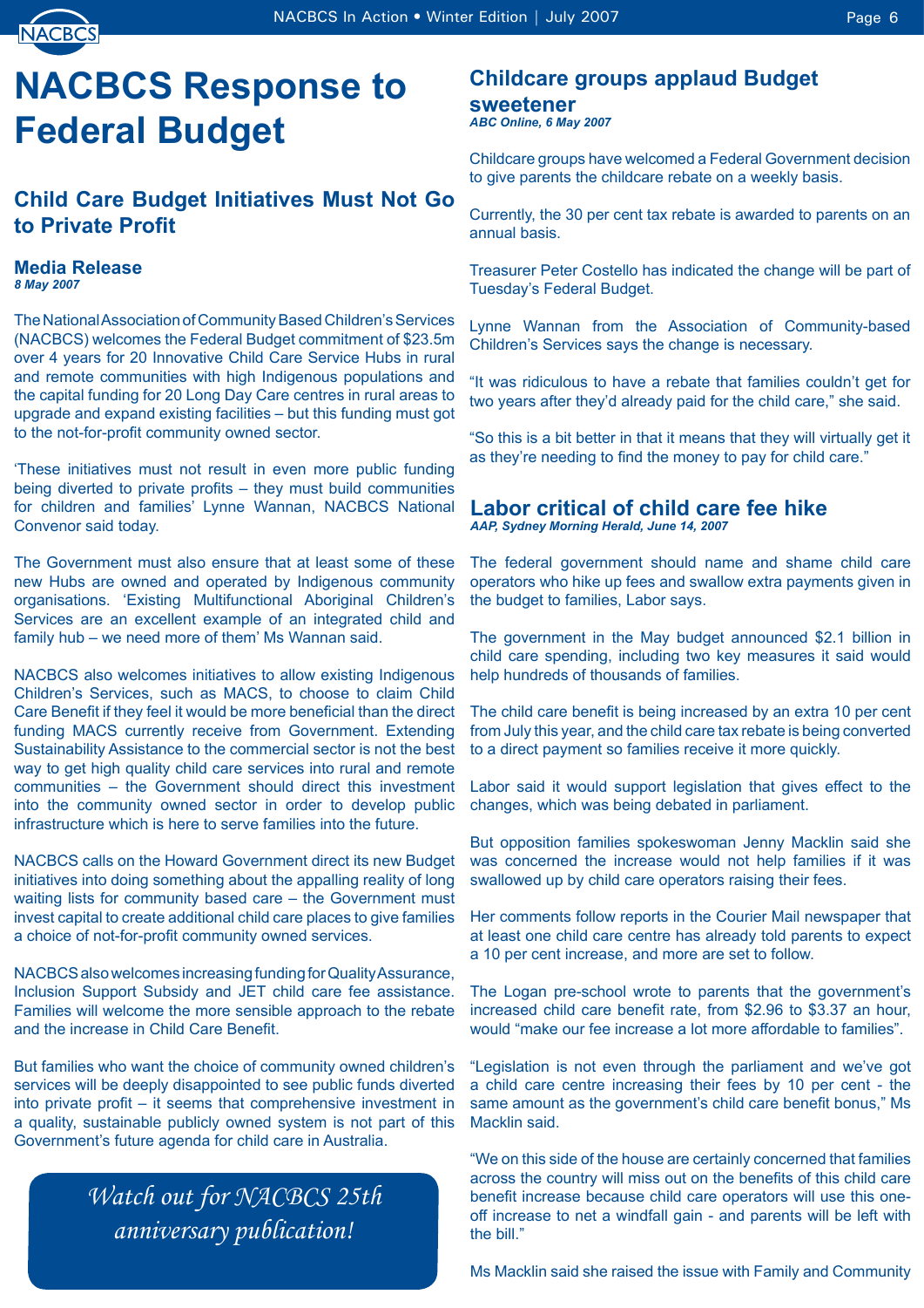# NACBCS Response to Federal Budget

## Child Care Budget Initiatives Must Not Go to Private Profit

### Media Release

***8 May 2007***

The National Association of Community Based Children's Services (NACBCS) welcomes the Federal Budget commitment of $23.5m over 4 years for 20 Innovative Child Care Service Hubs in rural and remote communities with high Indigenous populations and the capital funding for 20 Long Day Care centres in rural areas to upgrade and expand existing facilities – but this funding must got to the not-for-profit community owned sector.

'These initiatives must not result in even more public funding being diverted to private profits – they must build communities for children and families' Lynne Wannan, NACBCS National Convenor said today.

The Government must also ensure that at least some of these new Hubs are owned and operated by Indigenous community organisations. 'Existing Multifunctional Aboriginal Children's Services are an excellent example of an integrated child and family hub – we need more of them' Ms Wannan said.

NACBCS also welcomes initiatives to allow existing Indigenous Children's Services, such as MACS, to choose to claim Child Care Benefit if they feel it would be more beneficial than the direct funding MACS currently receive from Government. Extending Sustainability Assistance to the commercial sector is not the best way to get high quality child care services into rural and remote communities – the Government should direct this investment into the community owned sector in order to develop public infrastructure which is here to serve families into the future.

NACBCS calls on the Howard Government direct its new Budget initiatives into doing something about the appalling reality of long waiting lists for community based care – the Government must invest capital to create additional child care places to give families a choice of not-for-profit community owned services.

NACBCS also welcomes increasing funding for Quality Assurance, Inclusion Support Subsidy and JET child care fee assistance. Families will welcome the more sensible approach to the rebate and the increase in Child Care Benefit.

But families who want the choice of community owned children's services will be deeply disappointed to see public funds diverted into private profit – it seems that comprehensive investment in a quality, sustainable publicly owned system is not part of this Government's future agenda for child care in Australia.

*Watch out for NACBCS 25th anniversary publication!*

## Childcare groups applaud Budget sweetener

***ABC Online, 6 May 2007***

Childcare groups have welcomed a Federal Government decision to give parents the childcare rebate on a weekly basis.

Currently, the 30 per cent tax rebate is awarded to parents on an annual basis.

Treasurer Peter Costello has indicated the change will be part of Tuesday's Federal Budget.

Lynne Wannan from the Association of Community-based Children's Services says the change is necessary.

"It was ridiculous to have a rebate that families couldn't get for two years after they'd already paid for the child care," she said.

"So this is a bit better in that it means that they will virtually get it as they're needing to find the money to pay for child care."

## Labor critical of child care fee hike

***AAP, Sydney Morning Herald, June 14, 2007***

The federal government should name and shame child care operators who hike up fees and swallow extra payments given in the budget to families, Labor says.

The government in the May budget announced $2.1 billion in child care spending, including two key measures it said would help hundreds of thousands of families.

The child care benefit is being increased by an extra 10 per cent from July this year, and the child care tax rebate is being converted to a direct payment so families receive it more quickly.

Labor said it would support legislation that gives effect to the changes, which was being debated in parliament.

But opposition families spokeswoman Jenny Macklin said she was concerned the increase would not help families if it was swallowed up by child care operators raising their fees.

Her comments follow reports in the Courier Mail newspaper that at least one child care centre has already told parents to expect a 10 per cent increase, and more are set to follow.

The Logan pre-school wrote to parents that the government's increased child care benefit rate, from $2.96 to $3.37 an hour, would "make our fee increase a lot more affordable to families".

"Legislation is not even through the parliament and we've got a child care centre increasing their fees by 10 per cent - the same amount as the government's child care benefit bonus," Ms Macklin said.

"We on this side of the house are certainly concerned that families across the country will miss out on the benefits of this child care benefit increase because child care operators will use this one-off increase to net a windfall gain - and parents will be left with the bill."

Ms Macklin said she raised the issue with Family and Community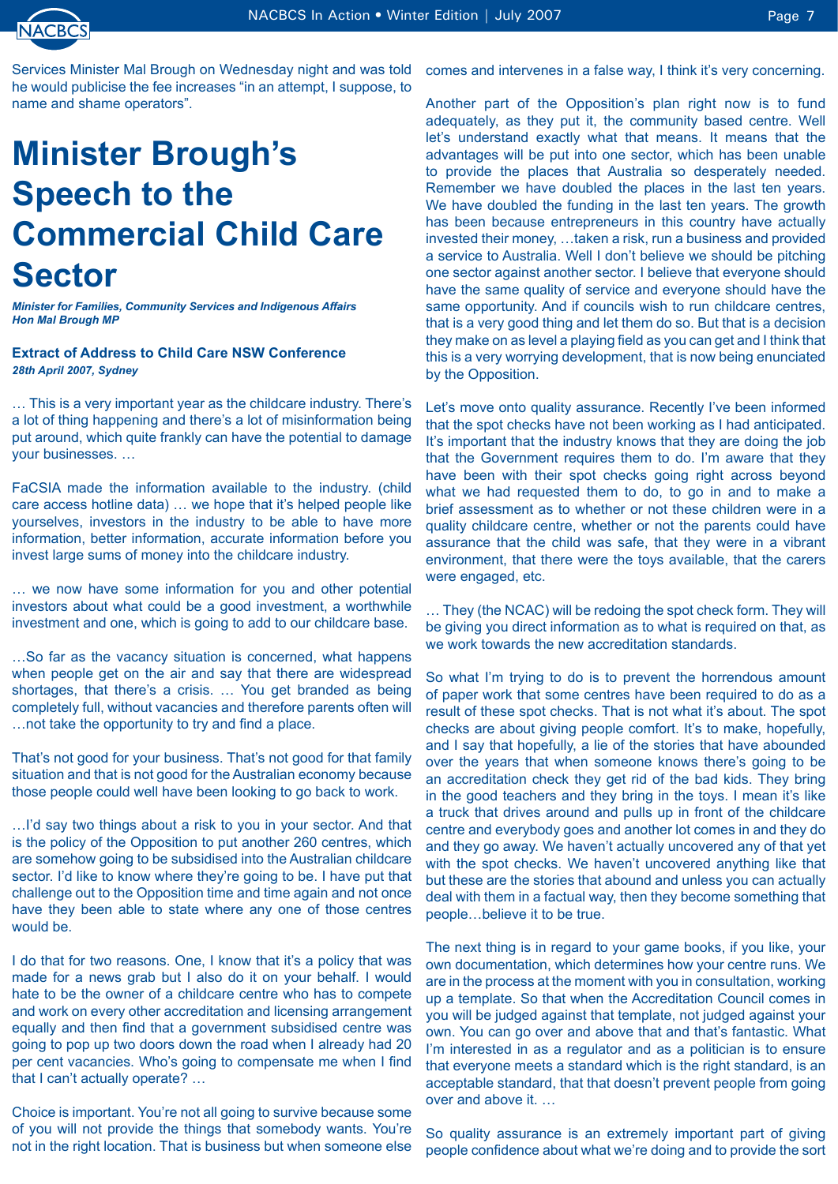Services Minister Mal Brough on Wednesday night and was told he would publicise the fee increases "in an attempt, I suppose, to name and shame operators".

# Minister Brough's Speech to the Commercial Child Care Sector

***Minister for Families, Community Services and Indigenous Affairs Hon Mal Brough MP***

**Extract of Address to Child Care NSW Conference**
***28th April 2007, Sydney***

… This is a very important year as the childcare industry. There's a lot of thing happening and there's a lot of misinformation being put around, which quite frankly can have the potential to damage your businesses. …

FaCSIA made the information available to the industry. (child care access hotline data) … we hope that it's helped people like yourselves, investors in the industry to be able to have more information, better information, accurate information before you invest large sums of money into the childcare industry.

… we now have some information for you and other potential investors about what could be a good investment, a worthwhile investment and one, which is going to add to our childcare base.

…So far as the vacancy situation is concerned, what happens when people get on the air and say that there are widespread shortages, that there's a crisis. … You get branded as being completely full, without vacancies and therefore parents often will …not take the opportunity to try and find a place.

That's not good for your business. That's not good for that family situation and that is not good for the Australian economy because those people could well have been looking to go back to work.

…I'd say two things about a risk to you in your sector. And that is the policy of the Opposition to put another 260 centres, which are somehow going to be subsidised into the Australian childcare sector. I'd like to know where they're going to be. I have put that challenge out to the Opposition time and time again and not once have they been able to state where any one of those centres would be.

I do that for two reasons. One, I know that it's a policy that was made for a news grab but I also do it on your behalf. I would hate to be the owner of a childcare centre who has to compete and work on every other accreditation and licensing arrangement equally and then find that a government subsidised centre was going to pop up two doors down the road when I already had 20 per cent vacancies. Who's going to compensate me when I find that I can't actually operate? …

Choice is important. You're not all going to survive because some of you will not provide the things that somebody wants. You're not in the right location. That is business but when someone else comes and intervenes in a false way, I think it's very concerning.

Another part of the Opposition's plan right now is to fund adequately, as they put it, the community based centre. Well let's understand exactly what that means. It means that the advantages will be put into one sector, which has been unable to provide the places that Australia so desperately needed. Remember we have doubled the places in the last ten years. We have doubled the funding in the last ten years. The growth has been because entrepreneurs in this country have actually invested their money, …taken a risk, run a business and provided a service to Australia. Well I don't believe we should be pitching one sector against another sector. I believe that everyone should have the same quality of service and everyone should have the same opportunity. And if councils wish to run childcare centres, that is a very good thing and let them do so. But that is a decision they make on as level a playing field as you can get and I think that this is a very worrying development, that is now being enunciated by the Opposition.

Let's move onto quality assurance. Recently I've been informed that the spot checks have not been working as I had anticipated. It's important that the industry knows that they are doing the job that the Government requires them to do. I'm aware that they have been with their spot checks going right across beyond what we had requested them to do, to go in and to make a brief assessment as to whether or not these children were in a quality childcare centre, whether or not the parents could have assurance that the child was safe, that they were in a vibrant environment, that there were the toys available, that the carers were engaged, etc.

… They (the NCAC) will be redoing the spot check form. They will be giving you direct information as to what is required on that, as we work towards the new accreditation standards.

So what I'm trying to do is to prevent the horrendous amount of paper work that some centres have been required to do as a result of these spot checks. That is not what it's about. The spot checks are about giving people comfort. It's to make, hopefully, and I say that hopefully, a lie of the stories that have abounded over the years that when someone knows there's going to be an accreditation check they get rid of the bad kids. They bring in the good teachers and they bring in the toys. I mean it's like a truck that drives around and pulls up in front of the childcare centre and everybody goes and another lot comes in and they do and they go away. We haven't actually uncovered any of that yet with the spot checks. We haven't uncovered anything like that but these are the stories that abound and unless you can actually deal with them in a factual way, then they become something that people…believe it to be true.

The next thing is in regard to your game books, if you like, your own documentation, which determines how your centre runs. We are in the process at the moment with you in consultation, working up a template. So that when the Accreditation Council comes in you will be judged against that template, not judged against your own. You can go over and above that and that's fantastic. What I'm interested in as a regulator and as a politician is to ensure that everyone meets a standard which is the right standard, is an acceptable standard, that that doesn't prevent people from going over and above it. …

So quality assurance is an extremely important part of giving people confidence about what we're doing and to provide the sort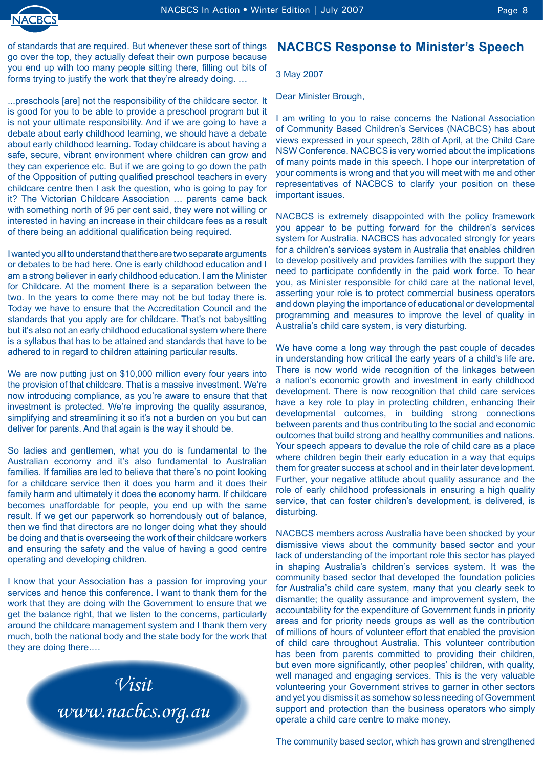of standards that are required. But whenever these sort of things go over the top, they actually defeat their own purpose because you end up with too many people sitting there, filling out bits of forms trying to justify the work that they're already doing. …

...preschools [are] not the responsibility of the childcare sector. It is good for you to be able to provide a preschool program but it is not your ultimate responsibility. And if we are going to have a debate about early childhood learning, we should have a debate about early childhood learning. Today childcare is about having a safe, secure, vibrant environment where children can grow and they can experience etc. But if we are going to go down the path of the Opposition of putting qualified preschool teachers in every childcare centre then I ask the question, who is going to pay for it? The Victorian Childcare Association … parents came back with something north of 95 per cent said, they were not willing or interested in having an increase in their childcare fees as a result of there being an additional qualification being required.

I wanted you all to understand that there are two separate arguments or debates to be had here. One is early childhood education and I am a strong believer in early childhood education. I am the Minister for Childcare. At the moment there is a separation between the two. In the years to come there may not be but today there is. Today we have to ensure that the Accreditation Council and the standards that you apply are for childcare. That's not babysitting but it's also not an early childhood educational system where there is a syllabus that has to be attained and standards that have to be adhered to in regard to children attaining particular results.

We are now putting just on $10,000 million every four years into the provision of that childcare. That is a massive investment. We're now introducing compliance, as you're aware to ensure that that investment is protected. We're improving the quality assurance, simplifying and streamlining it so it's not a burden on you but can deliver for parents. And that again is the way it should be.

So ladies and gentlemen, what you do is fundamental to the Australian economy and it's also fundamental to Australian families. If families are led to believe that there's no point looking for a childcare service then it does you harm and it does their family harm and ultimately it does the economy harm. If childcare becomes unaffordable for people, you end up with the same result. If we get our paperwork so horrendously out of balance, then we find that directors are no longer doing what they should be doing and that is overseeing the work of their childcare workers and ensuring the safety and the value of having a good centre operating and developing children.

I know that your Association has a passion for improving your services and hence this conference. I want to thank them for the work that they are doing with the Government to ensure that we get the balance right, that we listen to the concerns, particularly around the childcare management system and I thank them very much, both the national body and the state body for the work that they are doing there.…

*Visit www.nacbcs.org.au*

## NACBCS Response to Minister's Speech

3 May 2007

Dear Minister Brough,

I am writing to you to raise concerns the National Association of Community Based Children's Services (NACBCS) has about views expressed in your speech, 28th of April, at the Child Care NSW Conference. NACBCS is very worried about the implications of many points made in this speech. I hope our interpretation of your comments is wrong and that you will meet with me and other representatives of NACBCS to clarify your position on these important issues.

NACBCS is extremely disappointed with the policy framework you appear to be putting forward for the children's services system for Australia. NACBCS has advocated strongly for years for a children's services system in Australia that enables children to develop positively and provides families with the support they need to participate confidently in the paid work force. To hear you, as Minister responsible for child care at the national level, asserting your role is to protect commercial business operators and down playing the importance of educational or developmental programming and measures to improve the level of quality in Australia's child care system, is very disturbing.

We have come a long way through the past couple of decades in understanding how critical the early years of a child's life are. There is now world wide recognition of the linkages between a nation's economic growth and investment in early childhood development. There is now recognition that child care services have a key role to play in protecting children, enhancing their developmental outcomes, in building strong connections between parents and thus contributing to the social and economic outcomes that build strong and healthy communities and nations. Your speech appears to devalue the role of child care as a place where children begin their early education in a way that equips them for greater success at school and in their later development. Further, your negative attitude about quality assurance and the role of early childhood professionals in ensuring a high quality service, that can foster children's development, is delivered, is disturbing.

NACBCS members across Australia have been shocked by your dismissive views about the community based sector and your lack of understanding of the important role this sector has played in shaping Australia's children's services system. It was the community based sector that developed the foundation policies for Australia's child care system, many that you clearly seek to dismantle; the quality assurance and improvement system, the accountability for the expenditure of Government funds in priority areas and for priority needs groups as well as the contribution of millions of hours of volunteer effort that enabled the provision of child care throughout Australia. This volunteer contribution has been from parents committed to providing their children, but even more significantly, other peoples' children, with quality, well managed and engaging services. This is the very valuable volunteering your Government strives to garner in other sectors and yet you dismiss it as somehow so less needing of Government support and protection than the business operators who simply operate a child care centre to make money.

The community based sector, which has grown and strengthened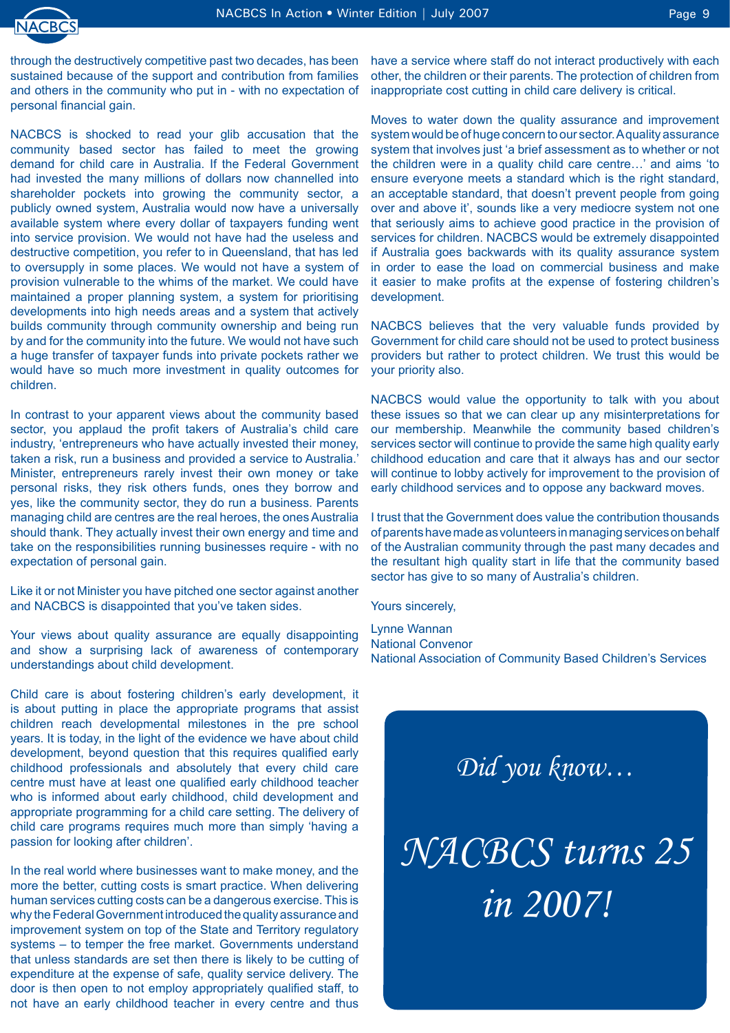through the destructively competitive past two decades, has been sustained because of the support and contribution from families and others in the community who put in - with no expectation of personal financial gain.

NACBCS is shocked to read your glib accusation that the community based sector has failed to meet the growing demand for child care in Australia. If the Federal Government had invested the many millions of dollars now channelled into shareholder pockets into growing the community sector, a publicly owned system, Australia would now have a universally available system where every dollar of taxpayers funding went into service provision. We would not have had the useless and destructive competition, you refer to in Queensland, that has led to oversupply in some places. We would not have a system of provision vulnerable to the whims of the market. We could have maintained a proper planning system, a system for prioritising developments into high needs areas and a system that actively builds community through community ownership and being run by and for the community into the future. We would not have such a huge transfer of taxpayer funds into private pockets rather we would have so much more investment in quality outcomes for children.

In contrast to your apparent views about the community based sector, you applaud the profit takers of Australia's child care industry, 'entrepreneurs who have actually invested their money, taken a risk, run a business and provided a service to Australia.' Minister, entrepreneurs rarely invest their own money or take personal risks, they risk others funds, ones they borrow and yes, like the community sector, they do run a business. Parents managing child are centres are the real heroes, the ones Australia should thank. They actually invest their own energy and time and take on the responsibilities running businesses require - with no expectation of personal gain.

Like it or not Minister you have pitched one sector against another and NACBCS is disappointed that you've taken sides.

Your views about quality assurance are equally disappointing and show a surprising lack of awareness of contemporary understandings about child development.

Child care is about fostering children's early development, it is about putting in place the appropriate programs that assist children reach developmental milestones in the pre school years. It is today, in the light of the evidence we have about child development, beyond question that this requires qualified early childhood professionals and absolutely that every child care centre must have at least one qualified early childhood teacher who is informed about early childhood, child development and appropriate programming for a child care setting. The delivery of child care programs requires much more than simply 'having a passion for looking after children'.

In the real world where businesses want to make money, and the more the better, cutting costs is smart practice. When delivering human services cutting costs can be a dangerous exercise. This is why the Federal Government introduced the quality assurance and improvement system on top of the State and Territory regulatory systems – to temper the free market. Governments understand that unless standards are set then there is likely to be cutting of expenditure at the expense of safe, quality service delivery. The door is then open to not employ appropriately qualified staff, to not have an early childhood teacher in every centre and thus have a service where staff do not interact productively with each other, the children or their parents. The protection of children from inappropriate cost cutting in child care delivery is critical.

Moves to water down the quality assurance and improvement system would be of huge concern to our sector. A quality assurance system that involves just 'a brief assessment as to whether or not the children were in a quality child care centre…' and aims 'to ensure everyone meets a standard which is the right standard, an acceptable standard, that doesn't prevent people from going over and above it', sounds like a very mediocre system not one that seriously aims to achieve good practice in the provision of services for children. NACBCS would be extremely disappointed if Australia goes backwards with its quality assurance system in order to ease the load on commercial business and make it easier to make profits at the expense of fostering children's development.

NACBCS believes that the very valuable funds provided by Government for child care should not be used to protect business providers but rather to protect children. We trust this would be your priority also.

NACBCS would value the opportunity to talk with you about these issues so that we can clear up any misinterpretations for our membership. Meanwhile the community based children's services sector will continue to provide the same high quality early childhood education and care that it always has and our sector will continue to lobby actively for improvement to the provision of early childhood services and to oppose any backward moves.

I trust that the Government does value the contribution thousands of parents have made as volunteers in managing services on behalf of the Australian community through the past many decades and the resultant high quality start in life that the community based sector has give to so many of Australia's children.

Yours sincerely,

Lynne Wannan
National Convenor
National Association of Community Based Children's Services

*Did you know…*

*NACBCS turns 25 in 2007!*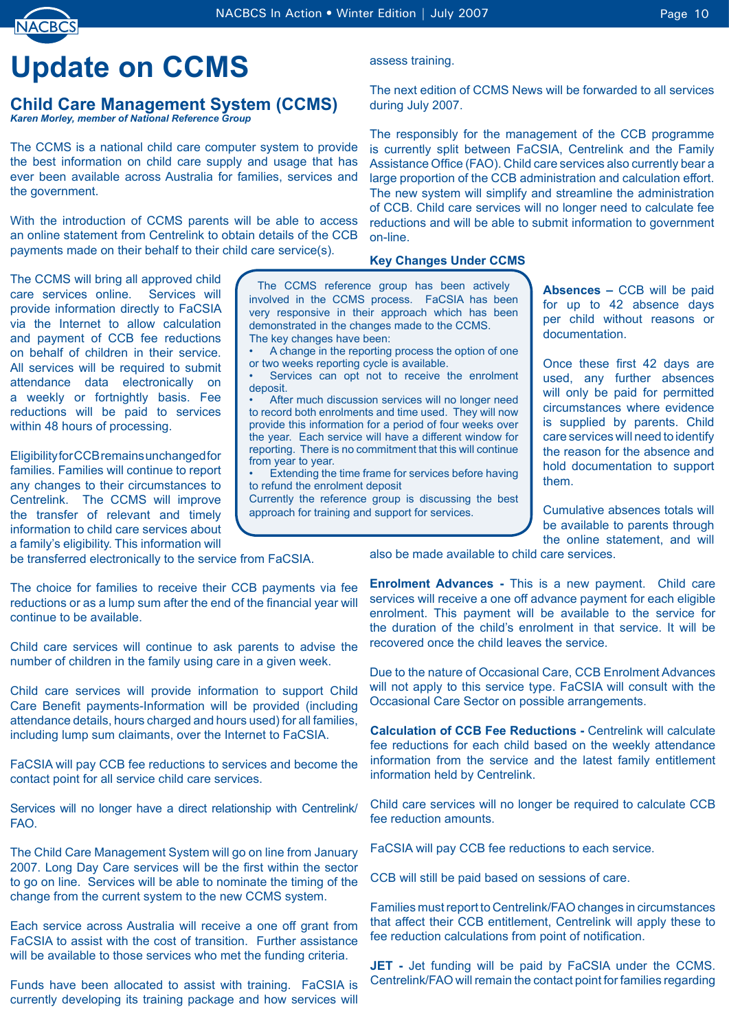# Update on CCMS

## Child Care Management System (CCMS)

***Karen Morley, member of National Reference Group***

The CCMS is a national child care computer system to provide the best information on child care supply and usage that has ever been available across Australia for families, services and the government.

With the introduction of CCMS parents will be able to access an online statement from Centrelink to obtain details of the CCB payments made on their behalf to their child care service(s).

The CCMS will bring all approved child care services online. Services will provide information directly to FaCSIA via the Internet to allow calculation and payment of CCB fee reductions on behalf of children in their service. All services will be required to submit attendance data electronically on a weekly or fortnightly basis. Fee reductions will be paid to services within 48 hours of processing.

Eligibility for CCB remains unchanged for families. Families will continue to report any changes to their circumstances to Centrelink. The CCMS will improve the transfer of relevant and timely information to child care services about a family's eligibility. This information will be transferred electronically to the service from FaCSIA.

The choice for families to receive their CCB payments via fee reductions or as a lump sum after the end of the financial year will continue to be available.

Child care services will continue to ask parents to advise the number of children in the family using care in a given week.

Child care services will provide information to support Child Care Benefit payments-Information will be provided (including attendance details, hours charged and hours used) for all families, including lump sum claimants, over the Internet to FaCSIA.

FaCSIA will pay CCB fee reductions to services and become the contact point for all service child care services.

Services will no longer have a direct relationship with Centrelink/FAO.

The Child Care Management System will go on line from January 2007. Long Day Care services will be the first within the sector to go on line. Services will be able to nominate the timing of the change from the current system to the new CCMS system.

Each service across Australia will receive a one off grant from FaCSIA to assist with the cost of transition. Further assistance will be available to those services who met the funding criteria.

Funds have been allocated to assist with training. FaCSIA is currently developing its training package and how services will assess training.

The next edition of CCMS News will be forwarded to all services during July 2007.

The responsibly for the management of the CCB programme is currently split between FaCSIA, Centrelink and the Family Assistance Office (FAO). Child care services also currently bear a large proportion of the CCB administration and calculation effort. The new system will simplify and streamline the administration of CCB. Child care services will no longer need to calculate fee reductions and will be able to submit information to government on-line.

> The CCMS reference group has been actively involved in the CCMS process. FaCSIA has been very responsive in their approach which has been demonstrated in the changes made to the CCMS.
> The key changes have been:
> - A change in the reporting process the option of one or two weeks reporting cycle is available.
> - Services can opt not to receive the enrolment deposit.
> - After much discussion services will no longer need to record both enrolments and time used. They will now provide this information for a period of four weeks over the year. Each service will have a different window for reporting. There is no commitment that this will continue from year to year.
> - Extending the time frame for services before having to refund the enrolment deposit
>
> Currently the reference group is discussing the best approach for training and support for services.

### Key Changes Under CCMS

**Absences –** CCB will be paid for up to 42 absence days per child without reasons or documentation.

Once these first 42 days are used, any further absences will only be paid for permitted circumstances where evidence is supplied by parents. Child care services will need to identify the reason for the absence and hold documentation to support them.

Cumulative absences totals will be available to parents through the online statement, and will also be made available to child care services.

**Enrolment Advances -** This is a new payment. Child care services will receive a one off advance payment for each eligible enrolment. This payment will be available to the service for the duration of the child's enrolment in that service. It will be recovered once the child leaves the service.

Due to the nature of Occasional Care, CCB Enrolment Advances will not apply to this service type. FaCSIA will consult with the Occasional Care Sector on possible arrangements.

**Calculation of CCB Fee Reductions -** Centrelink will calculate fee reductions for each child based on the weekly attendance information from the service and the latest family entitlement information held by Centrelink.

Child care services will no longer be required to calculate CCB fee reduction amounts.

FaCSIA will pay CCB fee reductions to each service.

CCB will still be paid based on sessions of care.

Families must report to Centrelink/FAO changes in circumstances that affect their CCB entitlement, Centrelink will apply these to fee reduction calculations from point of notification.

**JET -** Jet funding will be paid by FaCSIA under the CCMS. Centrelink/FAO will remain the contact point for families regarding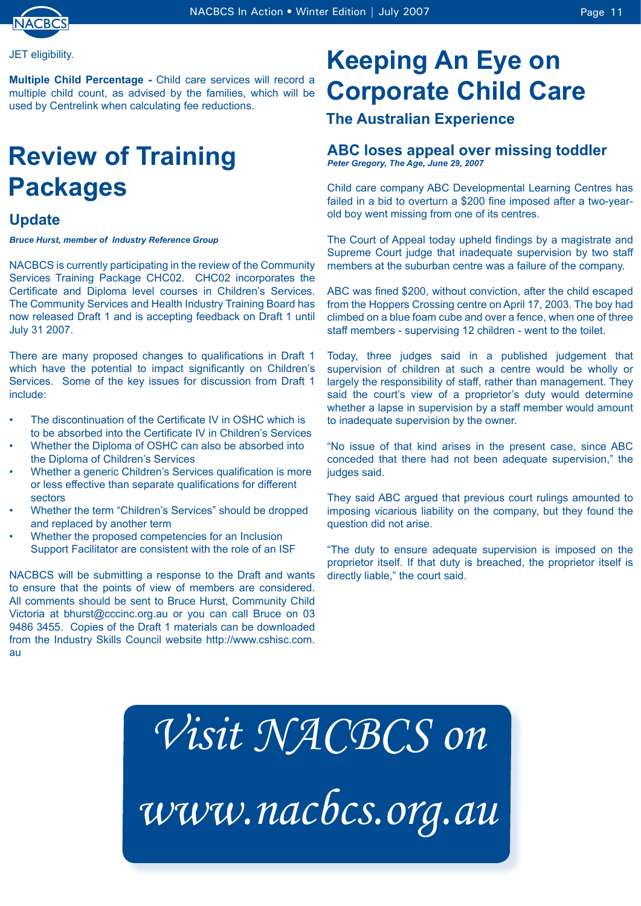JET eligibility.

**Multiple Child Percentage -** Child care services will record a multiple child count, as advised by the families, which will be used by Centrelink when calculating fee reductions.

# Review of Training Packages

## Update

***Bruce Hurst, member of Industry Reference Group***

NACBCS is currently participating in the review of the Community Services Training Package CHC02. CHC02 incorporates the Certificate and Diploma level courses in Children's Services. The Community Services and Health Industry Training Board has now released Draft 1 and is accepting feedback on Draft 1 until July 31 2007.

There are many proposed changes to qualifications in Draft 1 which have the potential to impact significantly on Children's Services. Some of the key issues for discussion from Draft 1 include:

- The discontinuation of the Certificate IV in OSHC which is to be absorbed into the Certificate IV in Children's Services
- Whether the Diploma of OSHC can also be absorbed into the Diploma of Children's Services
- Whether a generic Children's Services qualification is more or less effective than separate qualifications for different sectors
- Whether the term "Children's Services" should be dropped and replaced by another term
- Whether the proposed competencies for an Inclusion Support Facilitator are consistent with the role of an ISF

NACBCS will be submitting a response to the Draft and wants to ensure that the points of view of members are considered. All comments should be sent to Bruce Hurst, Community Child Victoria at bhurst@cccinc.org.au or you can call Bruce on 03 9486 3455. Copies of the Draft 1 materials can be downloaded from the Industry Skills Council website http://www.cshisc.com.au

# Keeping An Eye on Corporate Child Care

## The Australian Experience

### ABC loses appeal over missing toddler

***Peter Gregory, The Age, June 29, 2007***

Child care company ABC Developmental Learning Centres has failed in a bid to overturn a $200 fine imposed after a two-year-old boy went missing from one of its centres.

The Court of Appeal today upheld findings by a magistrate and Supreme Court judge that inadequate supervision by two staff members at the suburban centre was a failure of the company.

ABC was fined $200, without conviction, after the child escaped from the Hoppers Crossing centre on April 17, 2003. The boy had climbed on a blue foam cube and over a fence, when one of three staff members - supervising 12 children - went to the toilet.

Today, three judges said in a published judgement that supervision of children at such a centre would be wholly or largely the responsibility of staff, rather than management. They said the court's view of a proprietor's duty would determine whether a lapse in supervision by a staff member would amount to inadequate supervision by the owner.

"No issue of that kind arises in the present case, since ABC conceded that there had not been adequate supervision," the judges said.

They said ABC argued that previous court rulings amounted to imposing vicarious liability on the company, but they found the question did not arise.

"The duty to ensure adequate supervision is imposed on the proprietor itself. If that duty is breached, the proprietor itself is directly liable," the court said.

*Visit NACBCS on*

*www.nacbcs.org.au*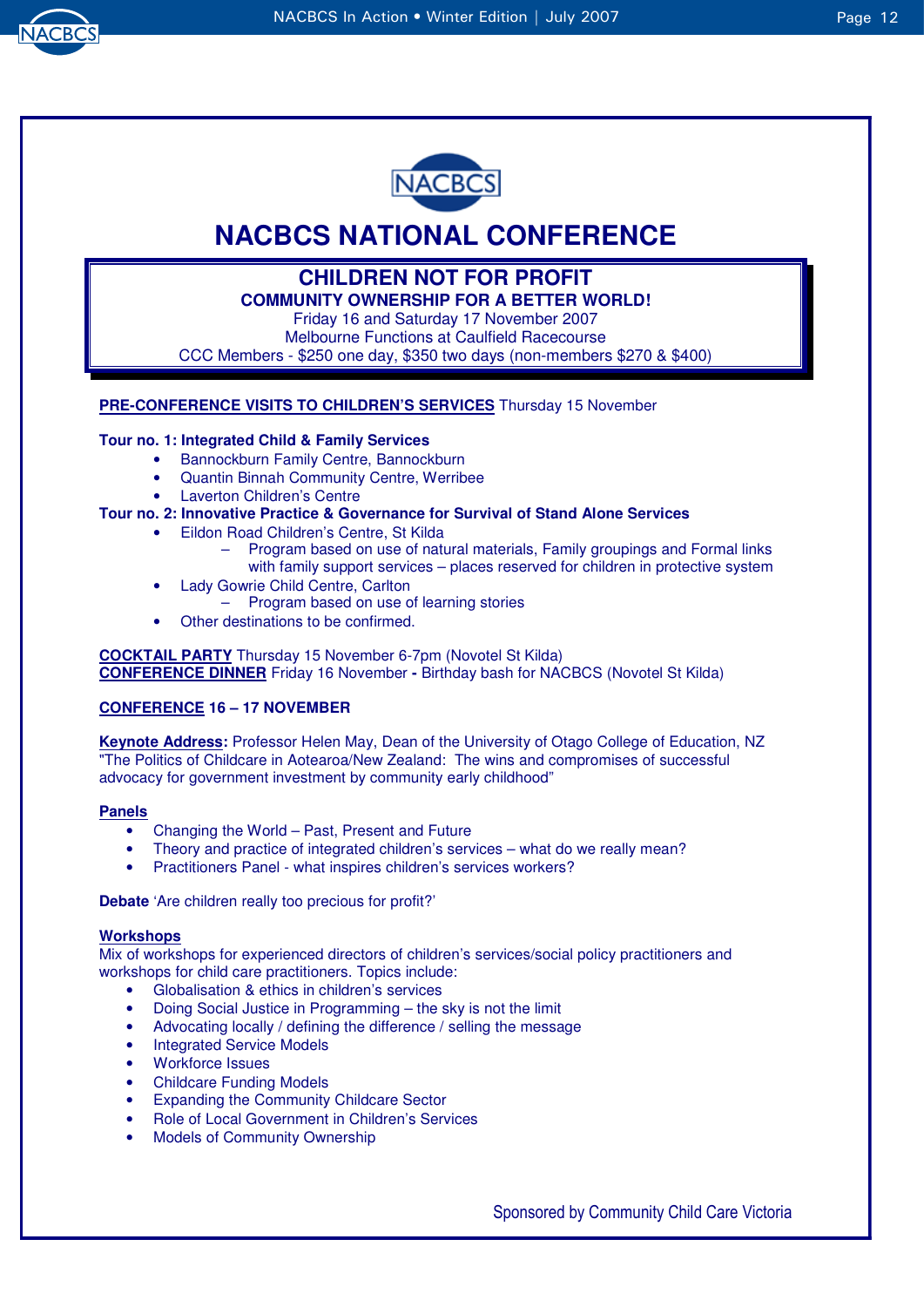# NACBCS NATIONAL CONFERENCE

## CHILDREN NOT FOR PROFIT

**COMMUNITY OWNERSHIP FOR A BETTER WORLD!**

Friday 16 and Saturday 17 November 2007
Melbourne Functions at Caulfield Racecourse
CCC Members - $250 one day, $350 two days (non-members $270 & $400)

**PRE-CONFERENCE VISITS TO CHILDREN'S SERVICES** Thursday 15 November

**Tour no. 1: Integrated Child & Family Services**

- Bannockburn Family Centre, Bannockburn
- Quantin Binnah Community Centre, Werribee
- Laverton Children's Centre

**Tour no. 2: Innovative Practice & Governance for Survival of Stand Alone Services**

- Eildon Road Children's Centre, St Kilda
  - Program based on use of natural materials, Family groupings and Formal links with family support services – places reserved for children in protective system
- Lady Gowrie Child Centre, Carlton
  - Program based on use of learning stories
- Other destinations to be confirmed.

**COCKTAIL PARTY** Thursday 15 November 6-7pm (Novotel St Kilda)
**CONFERENCE DINNER** Friday 16 November **-** Birthday bash for NACBCS (Novotel St Kilda)

**CONFERENCE 16 – 17 NOVEMBER**

**Keynote Address:** Professor Helen May, Dean of the University of Otago College of Education, NZ
"The Politics of Childcare in Aotearoa/New Zealand: The wins and compromises of successful advocacy for government investment by community early childhood"

**Panels**

- Changing the World – Past, Present and Future
- Theory and practice of integrated children's services – what do we really mean?
- Practitioners Panel - what inspires children's services workers?

**Debate** 'Are children really too precious for profit?'

**Workshops**

Mix of workshops for experienced directors of children's services/social policy practitioners and workshops for child care practitioners. Topics include:

- Globalisation & ethics in children's services
- Doing Social Justice in Programming – the sky is not the limit
- Advocating locally / defining the difference / selling the message
- Integrated Service Models
- Workforce Issues
- Childcare Funding Models
- Expanding the Community Childcare Sector
- Role of Local Government in Children's Services
- Models of Community Ownership

Sponsored by Community Child Care Victoria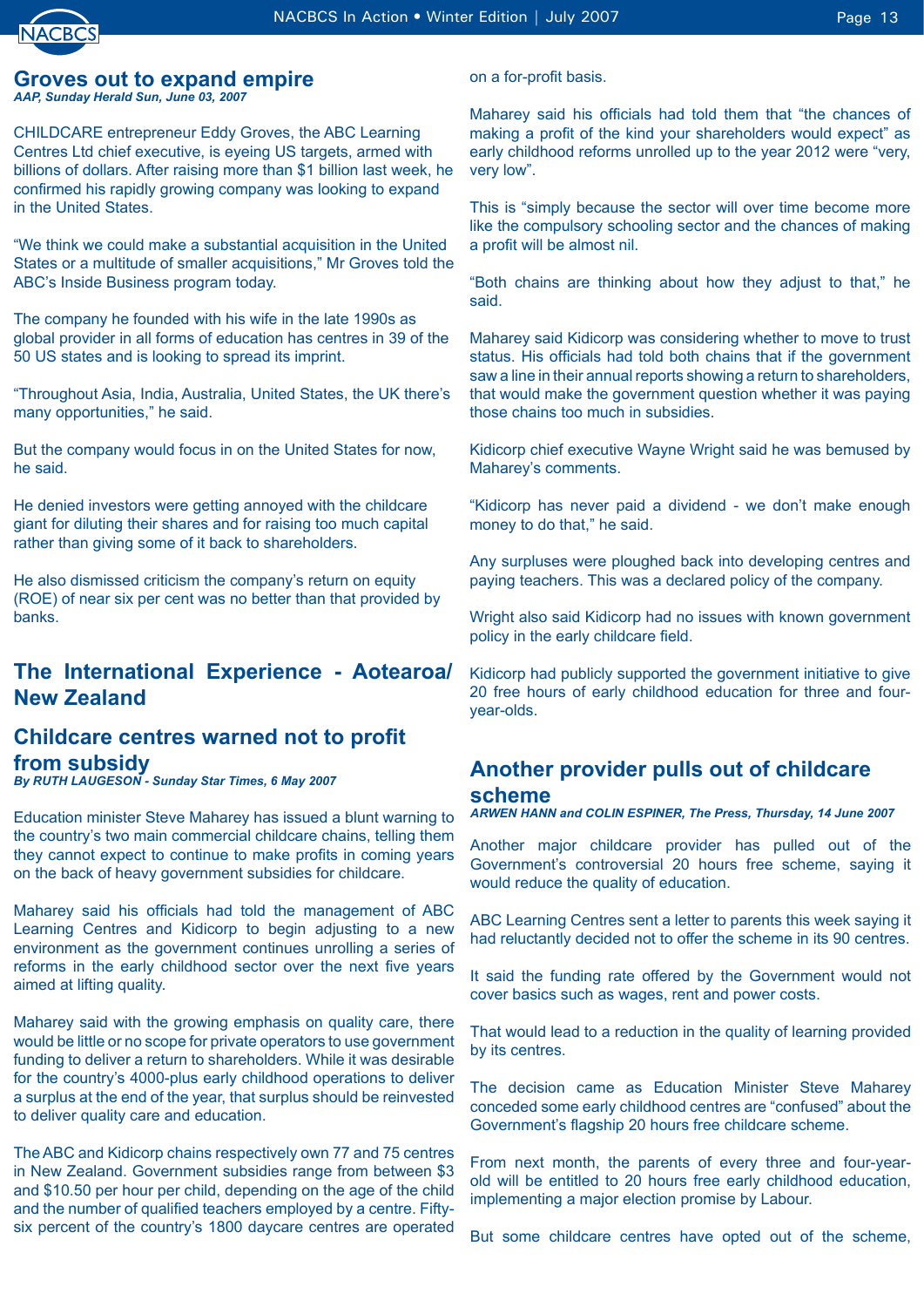## Groves out to expand empire

***AAP, Sunday Herald Sun, June 03, 2007***

CHILDCARE entrepreneur Eddy Groves, the ABC Learning Centres Ltd chief executive, is eyeing US targets, armed with billions of dollars. After raising more than $1 billion last week, he confirmed his rapidly growing company was looking to expand in the United States.

"We think we could make a substantial acquisition in the United States or a multitude of smaller acquisitions," Mr Groves told the ABC's Inside Business program today.

The company he founded with his wife in the late 1990s as global provider in all forms of education has centres in 39 of the 50 US states and is looking to spread its imprint.

"Throughout Asia, India, Australia, United States, the UK there's many opportunities," he said.

But the company would focus in on the United States for now, he said.

He denied investors were getting annoyed with the childcare giant for diluting their shares and for raising too much capital rather than giving some of it back to shareholders.

He also dismissed criticism the company's return on equity (ROE) of near six per cent was no better than that provided by banks.

# The International Experience - Aotearoa/ New Zealand

## Childcare centres warned not to profit from subsidy

***By RUTH LAUGESON - Sunday Star Times, 6 May 2007***

Education minister Steve Maharey has issued a blunt warning to the country's two main commercial childcare chains, telling them they cannot expect to continue to make profits in coming years on the back of heavy government subsidies for childcare.

Maharey said his officials had told the management of ABC Learning Centres and Kidicorp to begin adjusting to a new environment as the government continues unrolling a series of reforms in the early childhood sector over the next five years aimed at lifting quality.

Maharey said with the growing emphasis on quality care, there would be little or no scope for private operators to use government funding to deliver a return to shareholders. While it was desirable for the country's 4000-plus early childhood operations to deliver a surplus at the end of the year, that surplus should be reinvested to deliver quality care and education.

The ABC and Kidicorp chains respectively own 77 and 75 centres in New Zealand. Government subsidies range from between $3 and $10.50 per hour per child, depending on the age of the child and the number of qualified teachers employed by a centre. Fifty-six percent of the country's 1800 daycare centres are operated on a for-profit basis.

Maharey said his officials had told them that "the chances of making a profit of the kind your shareholders would expect" as early childhood reforms unrolled up to the year 2012 were "very, very low".

This is "simply because the sector will over time become more like the compulsory schooling sector and the chances of making a profit will be almost nil.

"Both chains are thinking about how they adjust to that," he said.

Maharey said Kidicorp was considering whether to move to trust status. His officials had told both chains that if the government saw a line in their annual reports showing a return to shareholders, that would make the government question whether it was paying those chains too much in subsidies.

Kidicorp chief executive Wayne Wright said he was bemused by Maharey's comments.

"Kidicorp has never paid a dividend - we don't make enough money to do that," he said.

Any surpluses were ploughed back into developing centres and paying teachers. This was a declared policy of the company.

Wright also said Kidicorp had no issues with known government policy in the early childcare field.

Kidicorp had publicly supported the government initiative to give 20 free hours of early childhood education for three and four-year-olds.

## Another provider pulls out of childcare scheme

***ARWEN HANN and COLIN ESPINER, The Press, Thursday, 14 June 2007***

Another major childcare provider has pulled out of the Government's controversial 20 hours free scheme, saying it would reduce the quality of education.

ABC Learning Centres sent a letter to parents this week saying it had reluctantly decided not to offer the scheme in its 90 centres.

It said the funding rate offered by the Government would not cover basics such as wages, rent and power costs.

That would lead to a reduction in the quality of learning provided by its centres.

The decision came as Education Minister Steve Maharey conceded some early childhood centres are "confused" about the Government's flagship 20 hours free childcare scheme.

From next month, the parents of every three and four-year-old will be entitled to 20 hours free early childhood education, implementing a major election promise by Labour.

But some childcare centres have opted out of the scheme,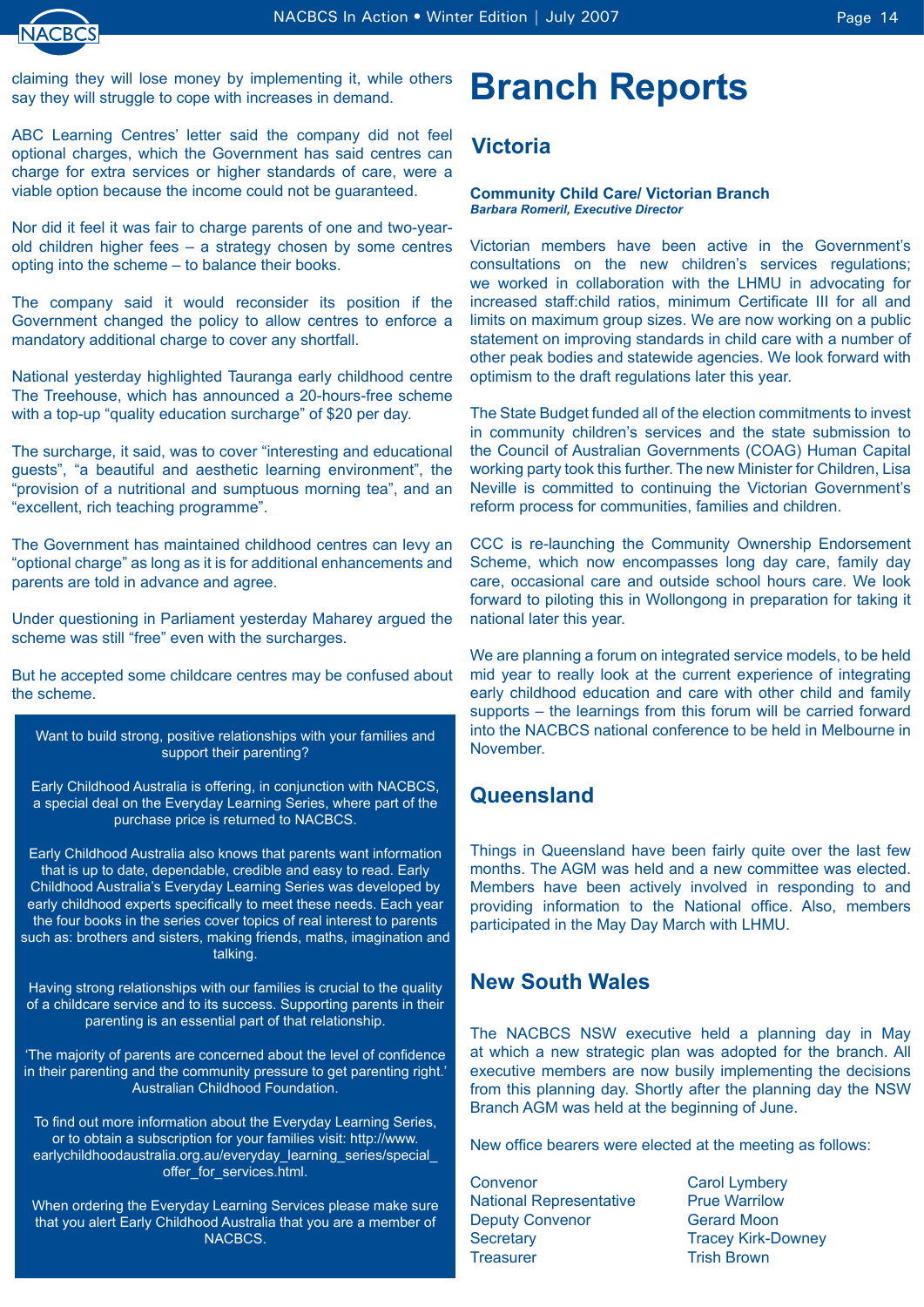claiming they will lose money by implementing it, while others say they will struggle to cope with increases in demand.

ABC Learning Centres' letter said the company did not feel optional charges, which the Government has said centres can charge for extra services or higher standards of care, were a viable option because the income could not be guaranteed.

Nor did it feel it was fair to charge parents of one and two-year-old children higher fees – a strategy chosen by some centres opting into the scheme – to balance their books.

The company said it would reconsider its position if the Government changed the policy to allow centres to enforce a mandatory additional charge to cover any shortfall.

National yesterday highlighted Tauranga early childhood centre The Treehouse, which has announced a 20-hours-free scheme with a top-up "quality education surcharge" of $20 per day.

The surcharge, it said, was to cover "interesting and educational guests", "a beautiful and aesthetic learning environment", the "provision of a nutritional and sumptuous morning tea", and an "excellent, rich teaching programme".

The Government has maintained childhood centres can levy an "optional charge" as long as it is for additional enhancements and parents are told in advance and agree.

Under questioning in Parliament yesterday Maharey argued the scheme was still "free" even with the surcharges.

But he accepted some childcare centres may be confused about the scheme.

Want to build strong, positive relationships with your families and support their parenting?

Early Childhood Australia is offering, in conjunction with NACBCS, a special deal on the Everyday Learning Series, where part of the purchase price is returned to NACBCS.

Early Childhood Australia also knows that parents want information that is up to date, dependable, credible and easy to read. Early Childhood Australia's Everyday Learning Series was developed by early childhood experts specifically to meet these needs. Each year the four books in the series cover topics of real interest to parents such as: brothers and sisters, making friends, maths, imagination and talking.

Having strong relationships with our families is crucial to the quality of a childcare service and to its success. Supporting parents in their parenting is an essential part of that relationship.

'The majority of parents are concerned about the level of confidence in their parenting and the community pressure to get parenting right.' Australian Childhood Foundation.

To find out more information about the Everyday Learning Series, or to obtain a subscription for your families visit: http://www.earlychildhoodaustralia.org.au/everyday_learning_series/special_offer_for_services.html.

When ordering the Everyday Learning Services please make sure that you alert Early Childhood Australia that you are a member of NACBCS.

# Branch Reports

## Victoria

**Community Child Care/ Victorian Branch**
***Barbara Romeril, Executive Director***

Victorian members have been active in the Government's consultations on the new children's services regulations; we worked in collaboration with the LHMU in advocating for increased staff:child ratios, minimum Certificate III for all and limits on maximum group sizes. We are now working on a public statement on improving standards in child care with a number of other peak bodies and statewide agencies. We look forward with optimism to the draft regulations later this year.

The State Budget funded all of the election commitments to invest in community children's services and the state submission to the Council of Australian Governments (COAG) Human Capital working party took this further. The new Minister for Children, Lisa Neville is committed to continuing the Victorian Government's reform process for communities, families and children.

CCC is re-launching the Community Ownership Endorsement Scheme, which now encompasses long day care, family day care, occasional care and outside school hours care. We look forward to piloting this in Wollongong in preparation for taking it national later this year.

We are planning a forum on integrated service models, to be held mid year to really look at the current experience of integrating early childhood education and care with other child and family supports – the learnings from this forum will be carried forward into the NACBCS national conference to be held in Melbourne in November.

## Queensland

Things in Queensland have been fairly quite over the last few months. The AGM was held and a new committee was elected. Members have been actively involved in responding to and providing information to the National office. Also, members participated in the May Day March with LHMU.

## New South Wales

The NACBCS NSW executive held a planning day in May at which a new strategic plan was adopted for the branch. All executive members are now busily implementing the decisions from this planning day. Shortly after the planning day the NSW Branch AGM was held at the beginning of June.

New office bearers were elected at the meeting as follows:

| | |
|---|---|
| Convenor | Carol Lymbery |
| National Representative | Prue Warrilow |
| Deputy Convenor | Gerard Moon |
| Secretary | Tracey Kirk-Downey |
| Treasurer | Trish Brown |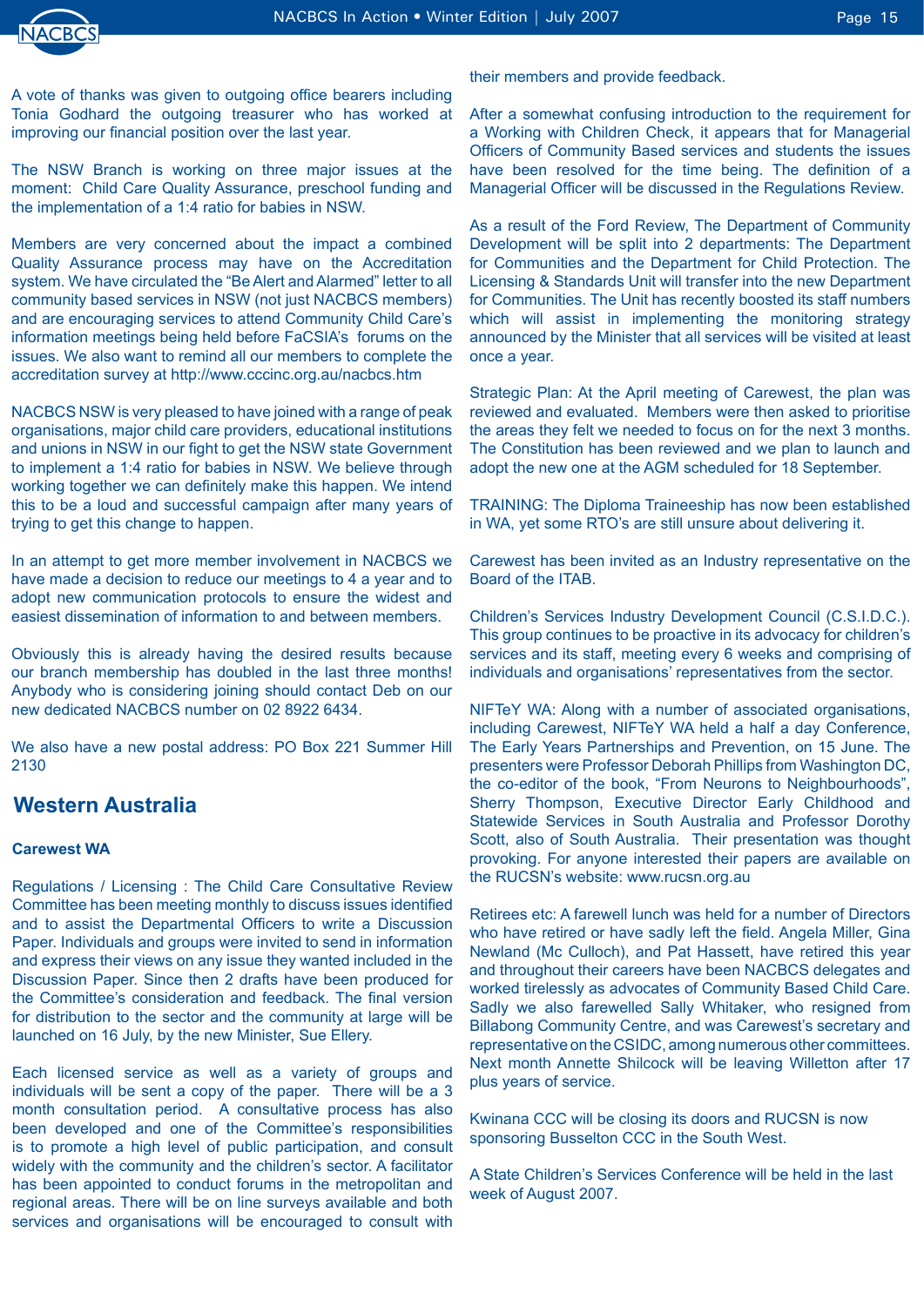A vote of thanks was given to outgoing office bearers including Tonia Godhard the outgoing treasurer who has worked at improving our financial position over the last year.

The NSW Branch is working on three major issues at the moment: Child Care Quality Assurance, preschool funding and the implementation of a 1:4 ratio for babies in NSW.

Members are very concerned about the impact a combined Quality Assurance process may have on the Accreditation system. We have circulated the "Be Alert and Alarmed" letter to all community based services in NSW (not just NACBCS members) and are encouraging services to attend Community Child Care's information meetings being held before FaCSIA's forums on the issues. We also want to remind all our members to complete the accreditation survey at http://www.cccinc.org.au/nacbcs.htm

NACBCS NSW is very pleased to have joined with a range of peak organisations, major child care providers, educational institutions and unions in NSW in our fight to get the NSW state Government to implement a 1:4 ratio for babies in NSW. We believe through working together we can definitely make this happen. We intend this to be a loud and successful campaign after many years of trying to get this change to happen.

In an attempt to get more member involvement in NACBCS we have made a decision to reduce our meetings to 4 a year and to adopt new communication protocols to ensure the widest and easiest dissemination of information to and between members.

Obviously this is already having the desired results because our branch membership has doubled in the last three months! Anybody who is considering joining should contact Deb on our new dedicated NACBCS number on 02 8922 6434.

We also have a new postal address: PO Box 221 Summer Hill 2130

## Western Australia

### Carewest WA

Regulations / Licensing : The Child Care Consultative Review Committee has been meeting monthly to discuss issues identified and to assist the Departmental Officers to write a Discussion Paper. Individuals and groups were invited to send in information and express their views on any issue they wanted included in the Discussion Paper. Since then 2 drafts have been produced for the Committee's consideration and feedback. The final version for distribution to the sector and the community at large will be launched on 16 July, by the new Minister, Sue Ellery.

Each licensed service as well as a variety of groups and individuals will be sent a copy of the paper. There will be a 3 month consultation period. A consultative process has also been developed and one of the Committee's responsibilities is to promote a high level of public participation, and consult widely with the community and the children's sector. A facilitator has been appointed to conduct forums in the metropolitan and regional areas. There will be on line surveys available and both services and organisations will be encouraged to consult with their members and provide feedback.

After a somewhat confusing introduction to the requirement for a Working with Children Check, it appears that for Managerial Officers of Community Based services and students the issues have been resolved for the time being. The definition of a Managerial Officer will be discussed in the Regulations Review.

As a result of the Ford Review, The Department of Community Development will be split into 2 departments: The Department for Communities and the Department for Child Protection. The Licensing & Standards Unit will transfer into the new Department for Communities. The Unit has recently boosted its staff numbers which will assist in implementing the monitoring strategy announced by the Minister that all services will be visited at least once a year.

Strategic Plan: At the April meeting of Carewest, the plan was reviewed and evaluated. Members were then asked to prioritise the areas they felt we needed to focus on for the next 3 months. The Constitution has been reviewed and we plan to launch and adopt the new one at the AGM scheduled for 18 September.

TRAINING: The Diploma Traineeship has now been established in WA, yet some RTO's are still unsure about delivering it.

Carewest has been invited as an Industry representative on the Board of the ITAB.

Children's Services Industry Development Council (C.S.I.D.C.). This group continues to be proactive in its advocacy for children's services and its staff, meeting every 6 weeks and comprising of individuals and organisations' representatives from the sector.

NIFTeY WA: Along with a number of associated organisations, including Carewest, NIFTeY WA held a half a day Conference, The Early Years Partnerships and Prevention, on 15 June. The presenters were Professor Deborah Phillips from Washington DC, the co-editor of the book, "From Neurons to Neighbourhoods", Sherry Thompson, Executive Director Early Childhood and Statewide Services in South Australia and Professor Dorothy Scott, also of South Australia. Their presentation was thought provoking. For anyone interested their papers are available on the RUCSN's website: www.rucsn.org.au

Retirees etc: A farewell lunch was held for a number of Directors who have retired or have sadly left the field. Angela Miller, Gina Newland (Mc Culloch), and Pat Hassett, have retired this year and throughout their careers have been NACBCS delegates and worked tirelessly as advocates of Community Based Child Care. Sadly we also farewelled Sally Whitaker, who resigned from Billabong Community Centre, and was Carewest's secretary and representative on the CSIDC, among numerous other committees. Next month Annette Shilcock will be leaving Willetton after 17 plus years of service.

Kwinana CCC will be closing its doors and RUCSN is now sponsoring Busselton CCC in the South West.

A State Children's Services Conference will be held in the last week of August 2007.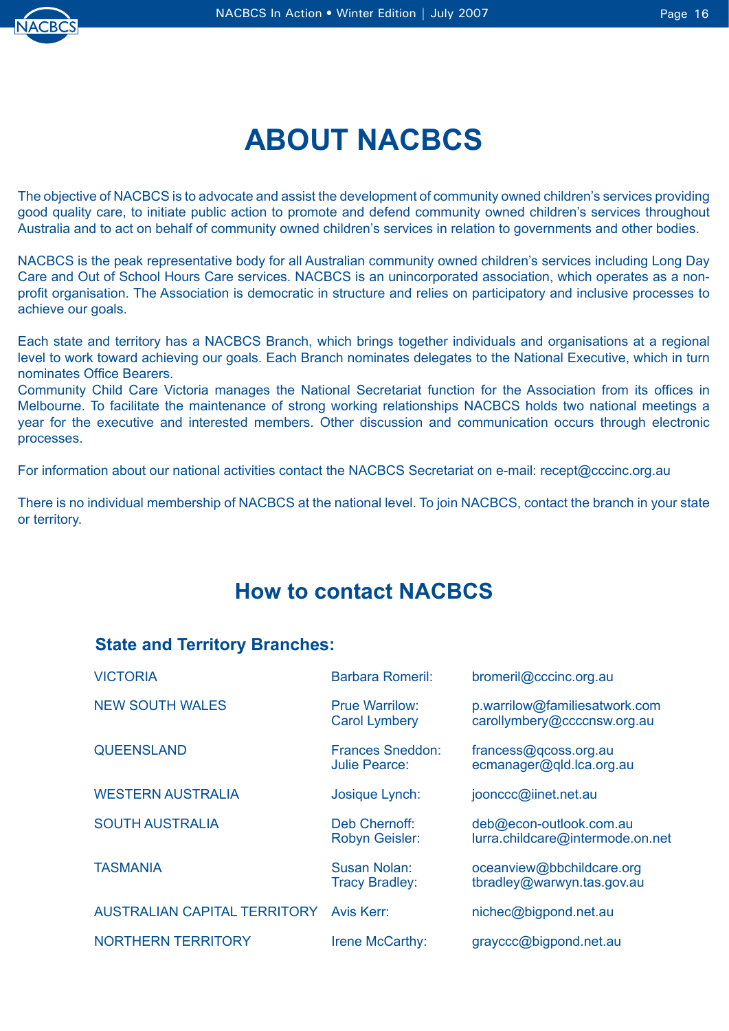# ABOUT NACBCS

The objective of NACBCS is to advocate and assist the development of community owned children's services providing good quality care, to initiate public action to promote and defend community owned children's services throughout Australia and to act on behalf of community owned children's services in relation to governments and other bodies.

NACBCS is the peak representative body for all Australian community owned children's services including Long Day Care and Out of School Hours Care services. NACBCS is an unincorporated association, which operates as a non-profit organisation. The Association is democratic in structure and relies on participatory and inclusive processes to achieve our goals.

Each state and territory has a NACBCS Branch, which brings together individuals and organisations at a regional level to work toward achieving our goals. Each Branch nominates delegates to the National Executive, which in turn nominates Office Bearers.
Community Child Care Victoria manages the National Secretariat function for the Association from its offices in Melbourne. To facilitate the maintenance of strong working relationships NACBCS holds two national meetings a year for the executive and interested members. Other discussion and communication occurs through electronic processes.

For information about our national activities contact the NACBCS Secretariat on e-mail: recept@cccinc.org.au

There is no individual membership of NACBCS at the national level. To join NACBCS, contact the branch in your state or territory.

## How to contact NACBCS

### State and Territory Branches:

| | | |
|---|---|---|
| VICTORIA | Barbara Romeril: | bromeril@cccinc.org.au |
| NEW SOUTH WALES | Prue Warrilow:<br>Carol Lymbery | p.warrilow@familiesatwork.com<br>carollymbery@ccccnsw.org.au |
| QUEENSLAND | Frances Sneddon:<br>Julie Pearce: | francess@qcoss.org.au<br>ecmanager@qld.lca.org.au |
| WESTERN AUSTRALIA | Josique Lynch: | joonccc@iinet.net.au |
| SOUTH AUSTRALIA | Deb Chernoff:<br>Robyn Geisler: | deb@econ-outlook.com.au<br>lurra.childcare@intermode.on.net |
| TASMANIA | Susan Nolan:<br>Tracy Bradley: | oceanview@bbchildcare.org<br>tbradley@warwyn.tas.gov.au |
| AUSTRALIAN CAPITAL TERRITORY | Avis Kerr: | nichec@bigpond.net.au |
| NORTHERN TERRITORY | Irene McCarthy: | grayccc@bigpond.net.au |